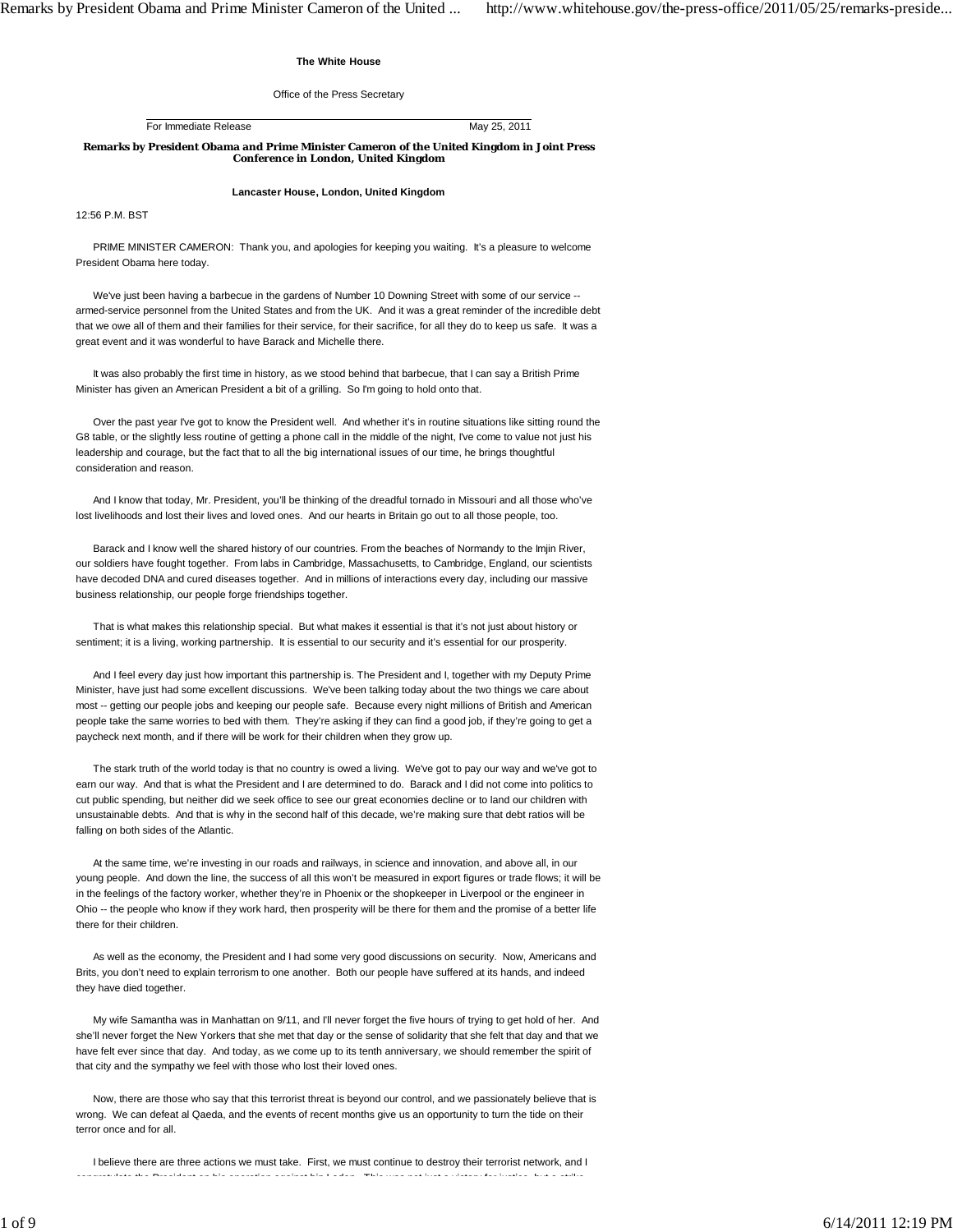**The White House**

Office of the Press Secretary

For Immediate Release May 25, 2011

**Remarks by President Obama and Prime Minister Cameron of the United Kingdom in Joint Press Conference in London, United Kingdom**

**Lancaster House, London, United Kingdom**

12:56 P.M. BST

PRIME MINISTER CAMERON: Thank you, and apologies for keeping you waiting. It's a pleasure to welcome President Obama here today.

We've just been having a barbecue in the gardens of Number 10 Downing Street with some of our service -- armed-service personnel from the United States and from the UK. And it was a great reminder of the incredible debt that we owe all of them and their families for their service, for their sacrifice, for all they do to keep us safe. It was a great event and it was wonderful to have Barack and Michelle there.

It was also probably the first time in history, as we stood behind that barbecue, that I can say a British Prime Minister has given an American President a bit of a grilling. So I'm going to hold onto that.

Over the past year I've got to know the President well. And whether it's in routine situations like sitting round the G8 table, or the slightly less routine of getting a phone call in the middle of the night, I've come to value not just his leadership and courage, but the fact that to all the big international issues of our time, he brings thoughtful consideration and reason.

And I know that today, Mr. President, you'll be thinking of the dreadful tornado in Missouri and all those who've lost livelihoods and lost their lives and loved ones. And our hearts in Britain go out to all those people, too.

Barack and I know well the shared history of our countries. From the beaches of Normandy to the Imjin River, our soldiers have fought together. From labs in Cambridge, Massachusetts, to Cambridge, England, our scientists have decoded DNA and cured diseases together. And in millions of interactions every day, including our massive business relationship, our people forge friendships together.

That is what makes this relationship special. But what makes it essential is that it's not just about history or sentiment; it is a living, working partnership. It is essential to our security and it's essential for our prosperity.

And I feel every day just how important this partnership is. The President and I, together with my Deputy Prime Minister, have just had some excellent discussions. We've been talking today about the two things we care about most -- getting our people jobs and keeping our people safe. Because every night millions of British and American people take the same worries to bed with them. They're asking if they can find a good job, if they're going to get a paycheck next month, and if there will be work for their children when they grow up.

The stark truth of the world today is that no country is owed a living. We've got to pay our way and we've got to earn our way. And that is what the President and I are determined to do. Barack and I did not come into politics to cut public spending, but neither did we seek office to see our great economies decline or to land our children with unsustainable debts. And that is why in the second half of this decade, we're making sure that debt ratios will be falling on both sides of the Atlantic.

At the same time, we're investing in our roads and railways, in science and innovation, and above all, in our young people. And down the line, the success of all this won't be measured in export figures or trade flows; it will be in the feelings of the factory worker, whether they're in Phoenix or the shopkeeper in Liverpool or the engineer in Ohio -- the people who know if they work hard, then prosperity will be there for them and the promise of a better life there for their children.

As well as the economy, the President and I had some very good discussions on security. Now, Americans and Brits, you don't need to explain terrorism to one another. Both our people have suffered at its hands, and indeed they have died together.

My wife Samantha was in Manhattan on 9/11, and I'll never forget the five hours of trying to get hold of her. And she'll never forget the New Yorkers that she met that day or the sense of solidarity that she felt that day and that we have felt ever since that day. And today, as we come up to its tenth anniversary, we should remember the spirit of that city and the sympathy we feel with those who lost their loved ones.

Now, there are those who say that this terrorist threat is beyond our control, and we passionately believe that is wrong. We can defeat al Qaeda, and the events of recent months give us an opportunity to turn the tide on their terror once and for all.

I believe there are three actions we must take. First, we must continue to destroy their terrorist network, and I congratulate the President on his operation against bin Laden. This was not just a victory for justice, but a strike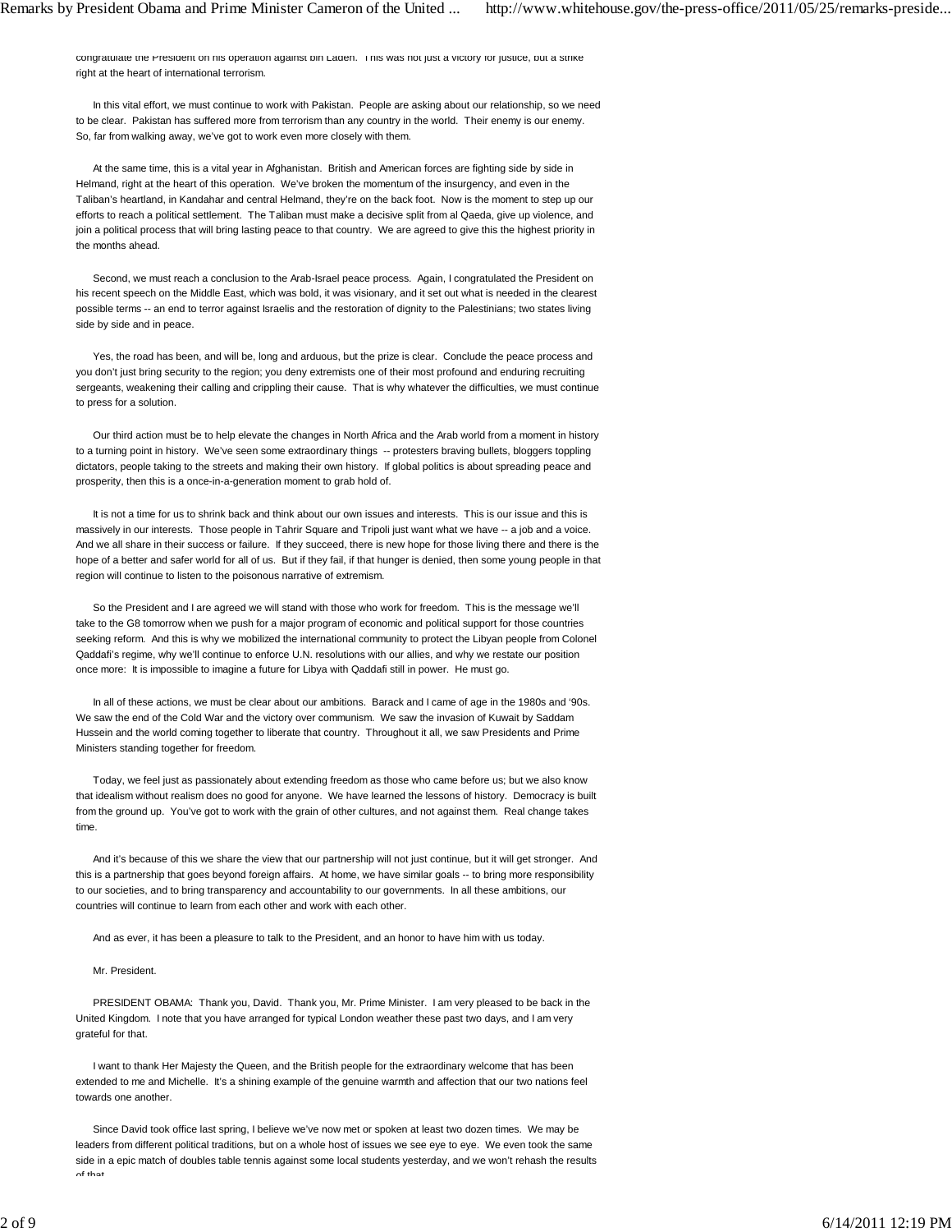congratulate the President on his operation against bin Laden. This was not just a victory for justice, but a strike right at the heart of international terrorism.

In this vital effort, we must continue to work with Pakistan. People are asking about our relationship, so we need to be clear. Pakistan has suffered more from terrorism than any country in the world. Their enemy is our enemy. So, far from walking away, we've got to work even more closely with them.

At the same time, this is a vital year in Afghanistan. British and American forces are fighting side by side in Helmand, right at the heart of this operation. We've broken the momentum of the insurgency, and even in the Taliban's heartland, in Kandahar and central Helmand, they're on the back foot. Now is the moment to step up our efforts to reach a political settlement. The Taliban must make a decisive split from al Qaeda, give up violence, and join a political process that will bring lasting peace to that country. We are agreed to give this the highest priority in the months ahead.

Second, we must reach a conclusion to the Arab-Israel peace process. Again, I congratulated the President on his recent speech on the Middle East, which was bold, it was visionary, and it set out what is needed in the clearest possible terms -- an end to terror against Israelis and the restoration of dignity to the Palestinians; two states living side by side and in peace.

Yes, the road has been, and will be, long and arduous, but the prize is clear. Conclude the peace process and you don't just bring security to the region; you deny extremists one of their most profound and enduring recruiting sergeants, weakening their calling and crippling their cause. That is why whatever the difficulties, we must continue to press for a solution.

Our third action must be to help elevate the changes in North Africa and the Arab world from a moment in history to a turning point in history. We've seen some extraordinary things -- protesters braving bullets, bloggers toppling dictators, people taking to the streets and making their own history. If global politics is about spreading peace and prosperity, then this is a once-in-a-generation moment to grab hold of.

It is not a time for us to shrink back and think about our own issues and interests. This is our issue and this is massively in our interests. Those people in Tahrir Square and Tripoli just want what we have -- a job and a voice. And we all share in their success or failure. If they succeed, there is new hope for those living there and there is the hope of a better and safer world for all of us. But if they fail, if that hunger is denied, then some young people in that region will continue to listen to the poisonous narrative of extremism.

So the President and I are agreed we will stand with those who work for freedom. This is the message we'll take to the G8 tomorrow when we push for a major program of economic and political support for those countries seeking reform. And this is why we mobilized the international community to protect the Libyan people from Colonel Qaddafi's regime, why we'll continue to enforce U.N. resolutions with our allies, and why we restate our position once more: It is impossible to imagine a future for Libya with Qaddafi still in power. He must go.

In all of these actions, we must be clear about our ambitions. Barack and I came of age in the 1980s and '90s. We saw the end of the Cold War and the victory over communism. We saw the invasion of Kuwait by Saddam Hussein and the world coming together to liberate that country. Throughout it all, we saw Presidents and Prime Ministers standing together for freedom.

Today, we feel just as passionately about extending freedom as those who came before us; but we also know that idealism without realism does no good for anyone. We have learned the lessons of history. Democracy is built from the ground up. You've got to work with the grain of other cultures, and not against them. Real change takes time.

And it's because of this we share the view that our partnership will not just continue, but it will get stronger. And this is a partnership that goes beyond foreign affairs. At home, we have similar goals -- to bring more responsibility to our societies, and to bring transparency and accountability to our governments. In all these ambitions, our countries will continue to learn from each other and work with each other.

And as ever, it has been a pleasure to talk to the President, and an honor to have him with us today.

Mr. President.

PRESIDENT OBAMA: Thank you, David. Thank you, Mr. Prime Minister. I am very pleased to be back in the United Kingdom. I note that you have arranged for typical London weather these past two days, and I am very grateful for that.

I want to thank Her Majesty the Queen, and the British people for the extraordinary welcome that has been extended to me and Michelle. It's a shining example of the genuine warmth and affection that our two nations feel towards one another.

Since David took office last spring, I believe we've now met or spoken at least two dozen times. We may be leaders from different political traditions, but on a whole host of issues we see eye to eye. We even took the same side in a epic match of doubles table tennis against some local students yesterday, and we won't rehash the results of that.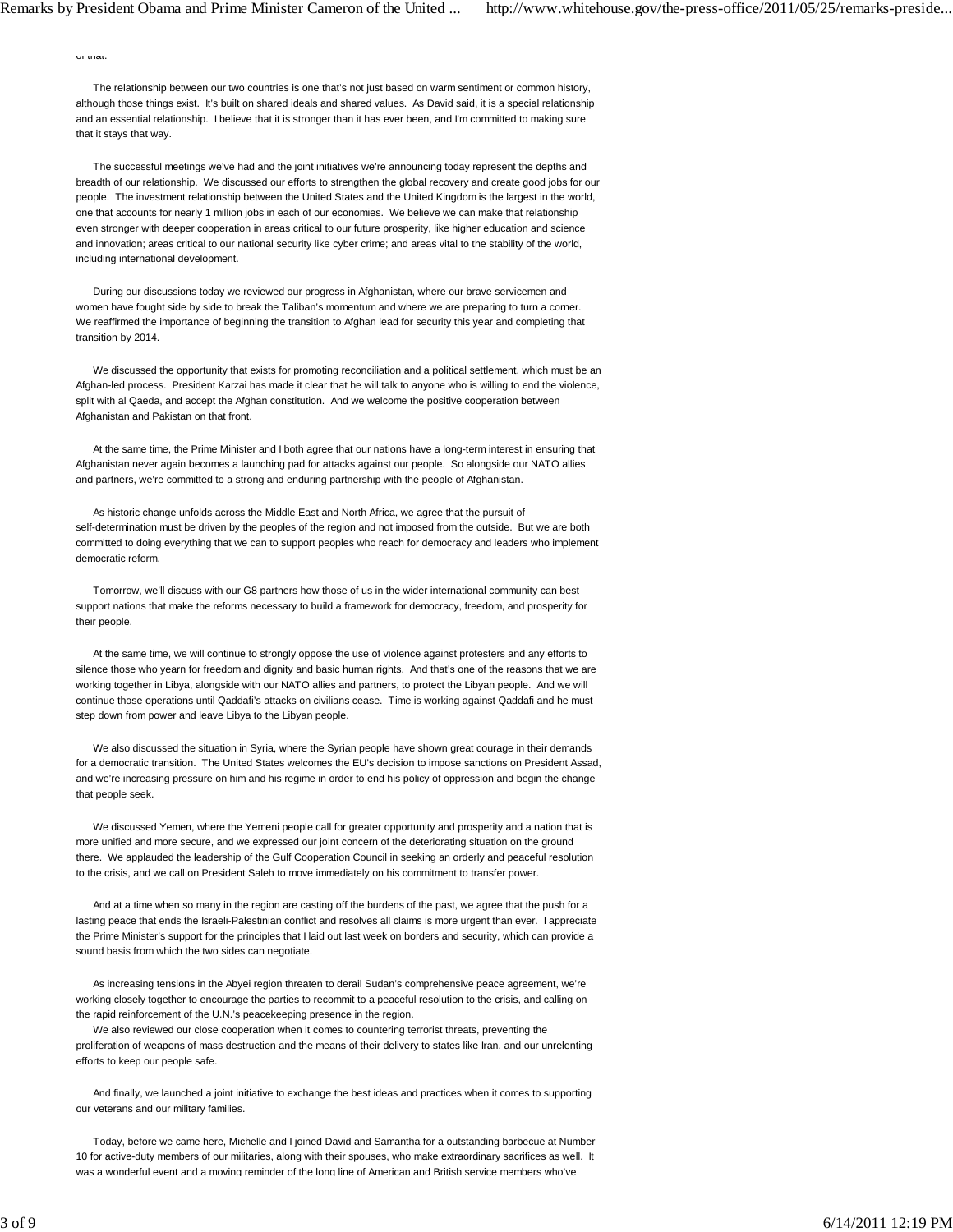of that.

The relationship between our two countries is one that's not just based on warm sentiment or common history, although those things exist. It's built on shared ideals and shared values. As David said, it is a special relationship and an essential relationship. I believe that it is stronger than it has ever been, and I'm committed to making sure that it stays that way.

The successful meetings we've had and the joint initiatives we're announcing today represent the depths and breadth of our relationship. We discussed our efforts to strengthen the global recovery and create good jobs for our people. The investment relationship between the United States and the United Kingdom is the largest in the world, one that accounts for nearly 1 million jobs in each of our economies. We believe we can make that relationship even stronger with deeper cooperation in areas critical to our future prosperity, like higher education and science and innovation; areas critical to our national security like cyber crime; and areas vital to the stability of the world, including international development.

During our discussions today we reviewed our progress in Afghanistan, where our brave servicemen and women have fought side by side to break the Taliban's momentum and where we are preparing to turn a corner. We reaffirmed the importance of beginning the transition to Afghan lead for security this year and completing that transition by 2014.

We discussed the opportunity that exists for promoting reconciliation and a political settlement, which must be an Afghan-led process. President Karzai has made it clear that he will talk to anyone who is willing to end the violence, split with al Qaeda, and accept the Afghan constitution. And we welcome the positive cooperation between Afghanistan and Pakistan on that front.

At the same time, the Prime Minister and I both agree that our nations have a long-term interest in ensuring that Afghanistan never again becomes a launching pad for attacks against our people. So alongside our NATO allies and partners, we're committed to a strong and enduring partnership with the people of Afghanistan.

As historic change unfolds across the Middle East and North Africa, we agree that the pursuit of self-determination must be driven by the peoples of the region and not imposed from the outside. But we are both committed to doing everything that we can to support peoples who reach for democracy and leaders who implement democratic reform.

Tomorrow, we'll discuss with our G8 partners how those of us in the wider international community can best support nations that make the reforms necessary to build a framework for democracy, freedom, and prosperity for their people.

At the same time, we will continue to strongly oppose the use of violence against protesters and any efforts to silence those who yearn for freedom and dignity and basic human rights. And that's one of the reasons that we are working together in Libya, alongside with our NATO allies and partners, to protect the Libyan people. And we will continue those operations until Qaddafi's attacks on civilians cease. Time is working against Qaddafi and he must step down from power and leave Libya to the Libyan people.

We also discussed the situation in Syria, where the Syrian people have shown great courage in their demands for a democratic transition. The United States welcomes the EU's decision to impose sanctions on President Assad, and we're increasing pressure on him and his regime in order to end his policy of oppression and begin the change that people seek.

We discussed Yemen, where the Yemeni people call for greater opportunity and prosperity and a nation that is more unified and more secure, and we expressed our joint concern of the deteriorating situation on the ground there. We applauded the leadership of the Gulf Cooperation Council in seeking an orderly and peaceful resolution to the crisis, and we call on President Saleh to move immediately on his commitment to transfer power.

And at a time when so many in the region are casting off the burdens of the past, we agree that the push for a lasting peace that ends the Israeli-Palestinian conflict and resolves all claims is more urgent than ever. I appreciate the Prime Minister's support for the principles that I laid out last week on borders and security, which can provide a sound basis from which the two sides can negotiate.

As increasing tensions in the Abyei region threaten to derail Sudan's comprehensive peace agreement, we're working closely together to encourage the parties to recommit to a peaceful resolution to the crisis, and calling on the rapid reinforcement of the U.N.'s peacekeeping presence in the region.

We also reviewed our close cooperation when it comes to countering terrorist threats, preventing the proliferation of weapons of mass destruction and the means of their delivery to states like Iran, and our unrelenting efforts to keep our people safe.

And finally, we launched a joint initiative to exchange the best ideas and practices when it comes to supporting our veterans and our military families.

Today, before we came here, Michelle and I joined David and Samantha for a outstanding barbecue at Number 10 for active-duty members of our militaries, along with their spouses, who make extraordinary sacrifices as well. It was a wonderful event and a moving reminder of the long line of American and British service members who've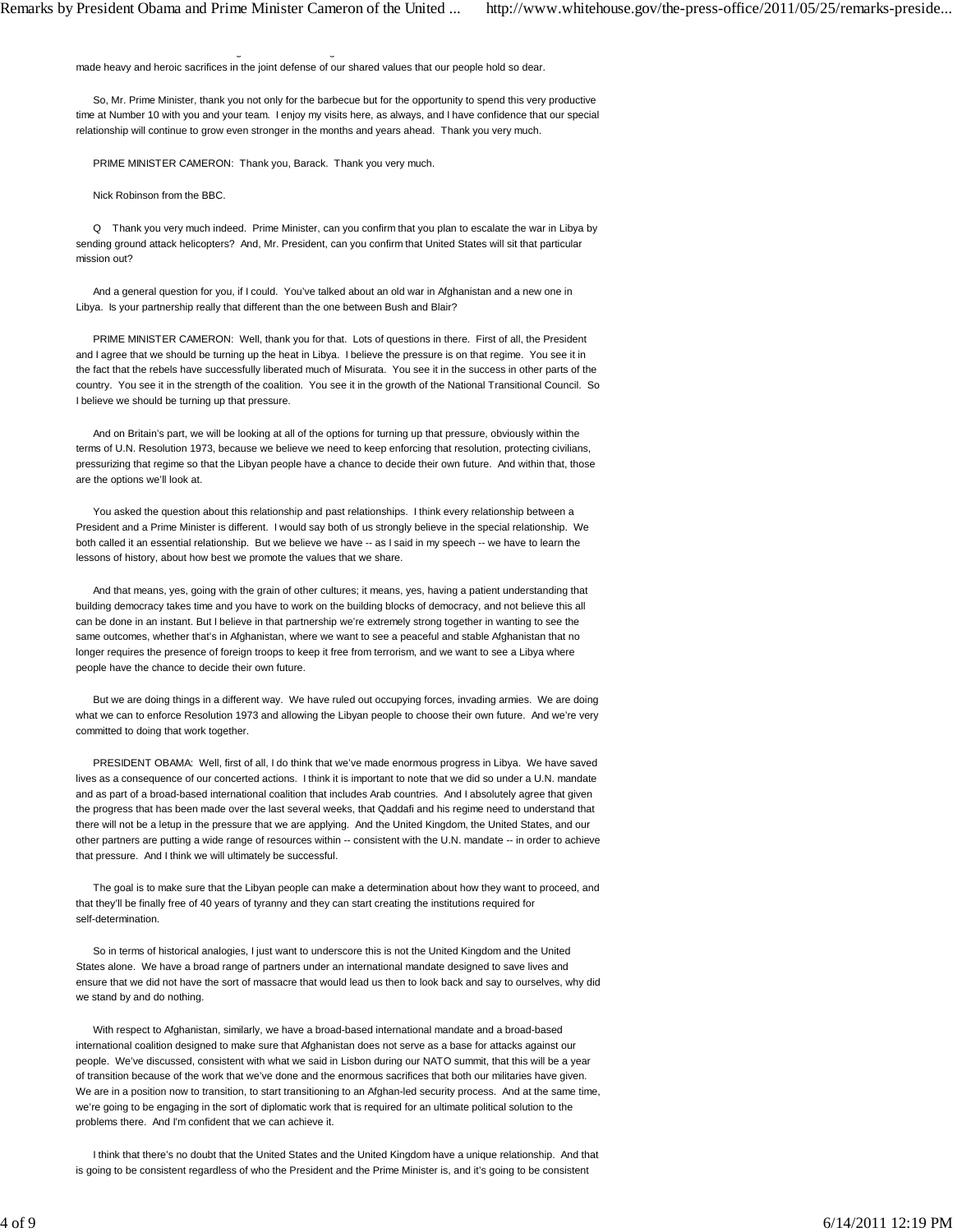made heavy and heroic sacrifices in the joint defense of our shared values that our people hold so dear.

So, Mr. Prime Minister, thank you not only for the barbecue but for the opportunity to spend this very productive time at Number 10 with you and your team. I enjoy my visits here, as always, and I have confidence that our special relationship will continue to grow even stronger in the months and years ahead. Thank you very much.

PRIME MINISTER CAMERON: Thank you, Barack. Thank you very much.

Nick Robinson from the BBC.

Q Thank you very much indeed. Prime Minister, can you confirm that you plan to escalate the war in Libya by sending ground attack helicopters? And, Mr. President, can you confirm that United States will sit that particular mission out?

And a general question for you, if I could. You've talked about an old war in Afghanistan and a new one in Libya. Is your partnership really that different than the one between Bush and Blair?

PRIME MINISTER CAMERON: Well, thank you for that. Lots of questions in there. First of all, the President and I agree that we should be turning up the heat in Libya. I believe the pressure is on that regime. You see it in the fact that the rebels have successfully liberated much of Misurata. You see it in the success in other parts of the country. You see it in the strength of the coalition. You see it in the growth of the National Transitional Council. So I believe we should be turning up that pressure.

And on Britain's part, we will be looking at all of the options for turning up that pressure, obviously within the terms of U.N. Resolution 1973, because we believe we need to keep enforcing that resolution, protecting civilians, pressurizing that regime so that the Libyan people have a chance to decide their own future. And within that, those are the options we'll look at.

You asked the question about this relationship and past relationships. I think every relationship between a President and a Prime Minister is different. I would say both of us strongly believe in the special relationship. We both called it an essential relationship. But we believe we have -- as I said in my speech -- we have to learn the lessons of history, about how best we promote the values that we share.

And that means, yes, going with the grain of other cultures; it means, yes, having a patient understanding that building democracy takes time and you have to work on the building blocks of democracy, and not believe this all can be done in an instant. But I believe in that partnership we're extremely strong together in wanting to see the same outcomes, whether that's in Afghanistan, where we want to see a peaceful and stable Afghanistan that no longer requires the presence of foreign troops to keep it free from terrorism, and we want to see a Libya where people have the chance to decide their own future.

But we are doing things in a different way. We have ruled out occupying forces, invading armies. We are doing what we can to enforce Resolution 1973 and allowing the Libyan people to choose their own future. And we're very committed to doing that work together.

PRESIDENT OBAMA: Well, first of all, I do think that we've made enormous progress in Libya. We have saved lives as a consequence of our concerted actions. I think it is important to note that we did so under a U.N. mandate and as part of a broad-based international coalition that includes Arab countries. And I absolutely agree that given the progress that has been made over the last several weeks, that Qaddafi and his regime need to understand that there will not be a letup in the pressure that we are applying. And the United Kingdom, the United States, and our other partners are putting a wide range of resources within -- consistent with the U.N. mandate -- in order to achieve that pressure. And I think we will ultimately be successful.

The goal is to make sure that the Libyan people can make a determination about how they want to proceed, and that they'll be finally free of 40 years of tyranny and they can start creating the institutions required for self-determination.

So in terms of historical analogies, I just want to underscore this is not the United Kingdom and the United States alone. We have a broad range of partners under an international mandate designed to save lives and ensure that we did not have the sort of massacre that would lead us then to look back and say to ourselves, why did we stand by and do nothing.

With respect to Afghanistan, similarly, we have a broad-based international mandate and a broad-based international coalition designed to make sure that Afghanistan does not serve as a base for attacks against our people. We've discussed, consistent with what we said in Lisbon during our NATO summit, that this will be a year of transition because of the work that we've done and the enormous sacrifices that both our militaries have given. We are in a position now to transition, to start transitioning to an Afghan-led security process. And at the same time, we're going to be engaging in the sort of diplomatic work that is required for an ultimate political solution to the problems there. And I'm confident that we can achieve it.

I think that there's no doubt that the United States and the United Kingdom have a unique relationship. And that is going to be consistent regardless of who the President and the Prime Minister is, and it's going to be consistent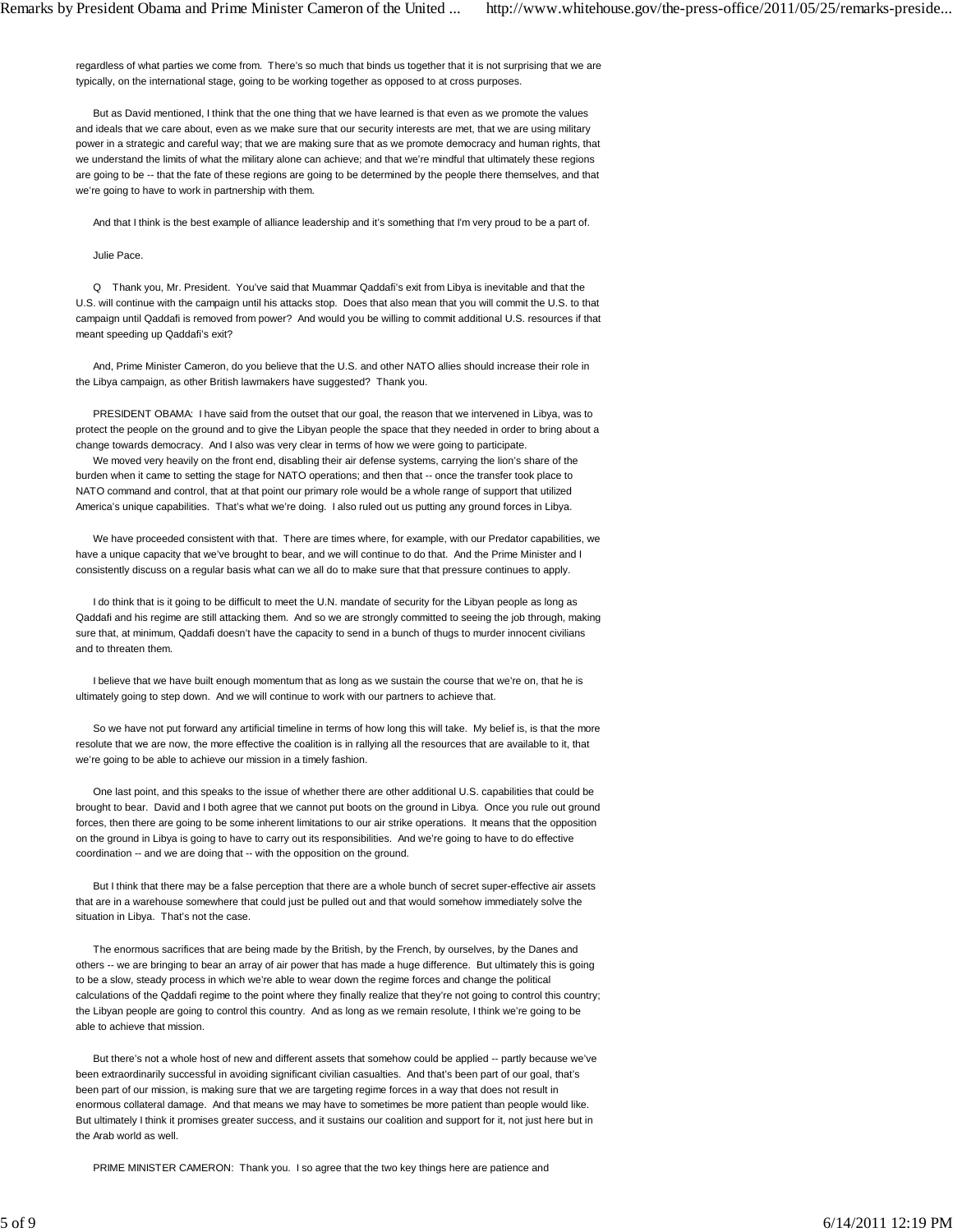regardless of what parties we come from. There's so much that binds us together that it is not surprising that we are typically, on the international stage, going to be working together as opposed to at cross purposes.

But as David mentioned, I think that the one thing that we have learned is that even as we promote the values and ideals that we care about, even as we make sure that our security interests are met, that we are using military power in a strategic and careful way; that we are making sure that as we promote democracy and human rights, that we understand the limits of what the military alone can achieve; and that we're mindful that ultimately these regions are going to be -- that the fate of these regions are going to be determined by the people there themselves, and that we're going to have to work in partnership with them.

And that I think is the best example of alliance leadership and it's something that I'm very proud to be a part of.

Julie Pace.

Q Thank you, Mr. President. You've said that Muammar Qaddafi's exit from Libya is inevitable and that the U.S. will continue with the campaign until his attacks stop. Does that also mean that you will commit the U.S. to that campaign until Qaddafi is removed from power? And would you be willing to commit additional U.S. resources if that meant speeding up Qaddafi's exit?

And, Prime Minister Cameron, do you believe that the U.S. and other NATO allies should increase their role in the Libya campaign, as other British lawmakers have suggested? Thank you.

PRESIDENT OBAMA: I have said from the outset that our goal, the reason that we intervened in Libya, was to protect the people on the ground and to give the Libyan people the space that they needed in order to bring about a change towards democracy. And I also was very clear in terms of how we were going to participate.

We moved very heavily on the front end, disabling their air defense systems, carrying the lion's share of the burden when it came to setting the stage for NATO operations; and then that -- once the transfer took place to NATO command and control, that at that point our primary role would be a whole range of support that utilized America's unique capabilities. That's what we're doing. I also ruled out us putting any ground forces in Libya.

We have proceeded consistent with that. There are times where, for example, with our Predator capabilities, we have a unique capacity that we've brought to bear, and we will continue to do that. And the Prime Minister and I consistently discuss on a regular basis what can we all do to make sure that that pressure continues to apply.

I do think that is it going to be difficult to meet the U.N. mandate of security for the Libyan people as long as Qaddafi and his regime are still attacking them. And so we are strongly committed to seeing the job through, making sure that, at minimum, Qaddafi doesn't have the capacity to send in a bunch of thugs to murder innocent civilians and to threaten them.

I believe that we have built enough momentum that as long as we sustain the course that we're on, that he is ultimately going to step down. And we will continue to work with our partners to achieve that.

So we have not put forward any artificial timeline in terms of how long this will take. My belief is, is that the more resolute that we are now, the more effective the coalition is in rallying all the resources that are available to it, that we're going to be able to achieve our mission in a timely fashion.

One last point, and this speaks to the issue of whether there are other additional U.S. capabilities that could be brought to bear. David and I both agree that we cannot put boots on the ground in Libya. Once you rule out ground forces, then there are going to be some inherent limitations to our air strike operations. It means that the opposition on the ground in Libya is going to have to carry out its responsibilities. And we're going to have to do effective coordination -- and we are doing that -- with the opposition on the ground.

But I think that there may be a false perception that there are a whole bunch of secret super-effective air assets that are in a warehouse somewhere that could just be pulled out and that would somehow immediately solve the situation in Libya. That's not the case.

The enormous sacrifices that are being made by the British, by the French, by ourselves, by the Danes and others -- we are bringing to bear an array of air power that has made a huge difference. But ultimately this is going to be a slow, steady process in which we're able to wear down the regime forces and change the political calculations of the Qaddafi regime to the point where they finally realize that they're not going to control this country; the Libyan people are going to control this country. And as long as we remain resolute, I think we're going to be able to achieve that mission.

But there's not a whole host of new and different assets that somehow could be applied -- partly because we've been extraordinarily successful in avoiding significant civilian casualties. And that's been part of our goal, that's been part of our mission, is making sure that we are targeting regime forces in a way that does not result in enormous collateral damage. And that means we may have to sometimes be more patient than people would like. But ultimately I think it promises greater success, and it sustains our coalition and support for it, not just here but in the Arab world as well.

PRIME MINISTER CAMERON: Thank you. I so agree that the two key things here are patience and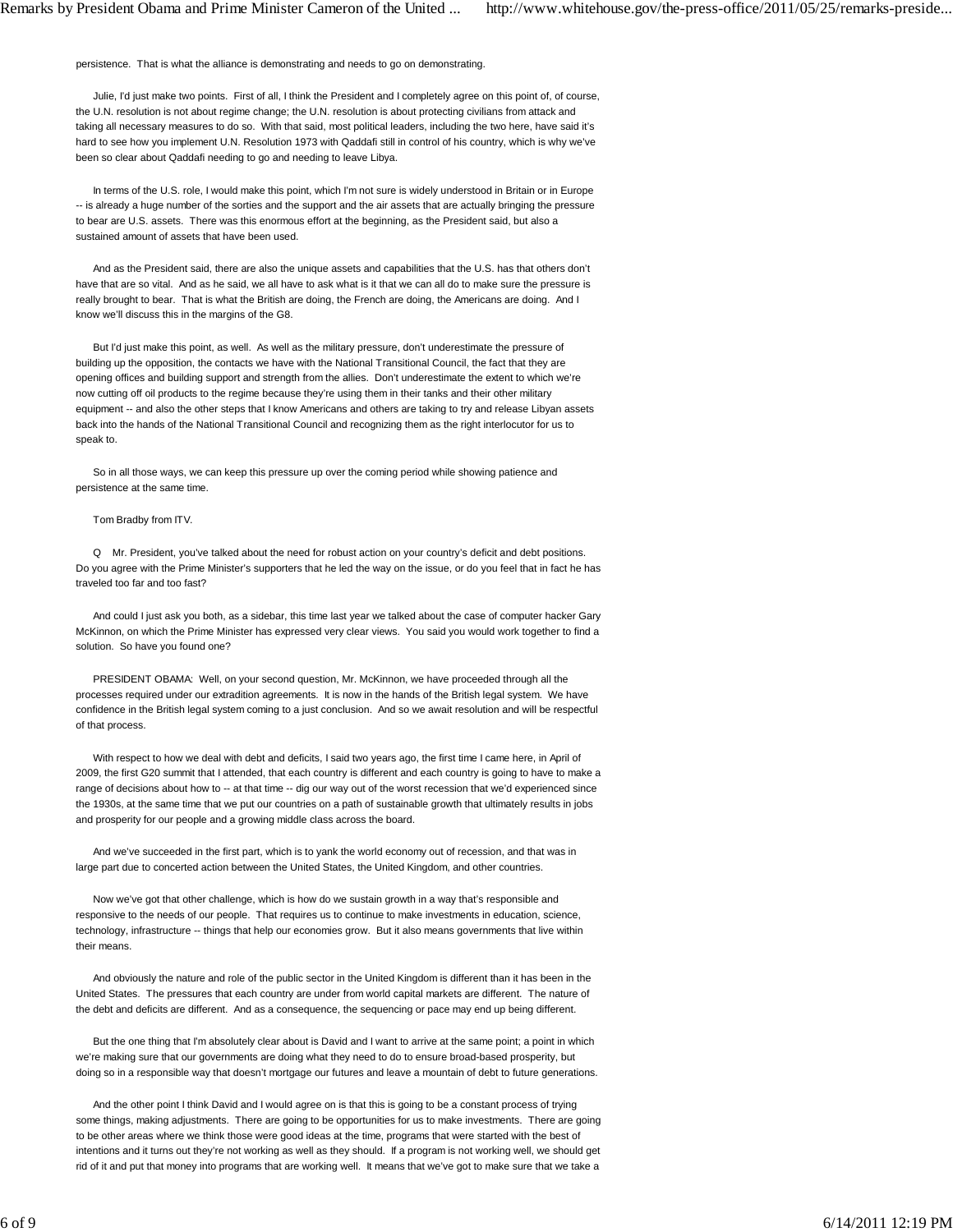persistence. That is what the alliance is demonstrating and needs to go on demonstrating.

Julie, I'd just make two points. First of all, I think the President and I completely agree on this point of, of course, the U.N. resolution is not about regime change; the U.N. resolution is about protecting civilians from attack and taking all necessary measures to do so. With that said, most political leaders, including the two here, have said it's hard to see how you implement U.N. Resolution 1973 with Qaddafi still in control of his country, which is why we've been so clear about Qaddafi needing to go and needing to leave Libya.

In terms of the U.S. role, I would make this point, which I'm not sure is widely understood in Britain or in Europe -- is already a huge number of the sorties and the support and the air assets that are actually bringing the pressure to bear are U.S. assets. There was this enormous effort at the beginning, as the President said, but also a sustained amount of assets that have been used.

And as the President said, there are also the unique assets and capabilities that the U.S. has that others don't have that are so vital. And as he said, we all have to ask what is it that we can all do to make sure the pressure is really brought to bear. That is what the British are doing, the French are doing, the Americans are doing. And I know we'll discuss this in the margins of the G8.

But I'd just make this point, as well. As well as the military pressure, don't underestimate the pressure of building up the opposition, the contacts we have with the National Transitional Council, the fact that they are opening offices and building support and strength from the allies. Don't underestimate the extent to which we're now cutting off oil products to the regime because they're using them in their tanks and their other military equipment -- and also the other steps that I know Americans and others are taking to try and release Libyan assets back into the hands of the National Transitional Council and recognizing them as the right interlocutor for us to speak to.

So in all those ways, we can keep this pressure up over the coming period while showing patience and persistence at the same time.

Tom Bradby from ITV.

Q Mr. President, you've talked about the need for robust action on your country's deficit and debt positions. Do you agree with the Prime Minister's supporters that he led the way on the issue, or do you feel that in fact he has traveled too far and too fast?

And could I just ask you both, as a sidebar, this time last year we talked about the case of computer hacker Gary McKinnon, on which the Prime Minister has expressed very clear views. You said you would work together to find a solution. So have you found one?

PRESIDENT OBAMA: Well, on your second question, Mr. McKinnon, we have proceeded through all the processes required under our extradition agreements. It is now in the hands of the British legal system. We have confidence in the British legal system coming to a just conclusion. And so we await resolution and will be respectful of that process.

With respect to how we deal with debt and deficits, I said two years ago, the first time I came here, in April of 2009, the first G20 summit that I attended, that each country is different and each country is going to have to make a range of decisions about how to -- at that time -- dig our way out of the worst recession that we'd experienced since the 1930s, at the same time that we put our countries on a path of sustainable growth that ultimately results in jobs and prosperity for our people and a growing middle class across the board.

And we've succeeded in the first part, which is to yank the world economy out of recession, and that was in large part due to concerted action between the United States, the United Kingdom, and other countries.

Now we've got that other challenge, which is how do we sustain growth in a way that's responsible and responsive to the needs of our people. That requires us to continue to make investments in education, science, technology, infrastructure -- things that help our economies grow. But it also means governments that live within their means.

And obviously the nature and role of the public sector in the United Kingdom is different than it has been in the United States. The pressures that each country are under from world capital markets are different. The nature of the debt and deficits are different. And as a consequence, the sequencing or pace may end up being different.

But the one thing that I'm absolutely clear about is David and I want to arrive at the same point; a point in which we're making sure that our governments are doing what they need to do to ensure broad-based prosperity, but doing so in a responsible way that doesn't mortgage our futures and leave a mountain of debt to future generations.

And the other point I think David and I would agree on is that this is going to be a constant process of trying some things, making adjustments. There are going to be opportunities for us to make investments. There are going to be other areas where we think those were good ideas at the time, programs that were started with the best of intentions and it turns out they're not working as well as they should. If a program is not working well, we should get rid of it and put that money into programs that are working well. It means that we've got to make sure that we take a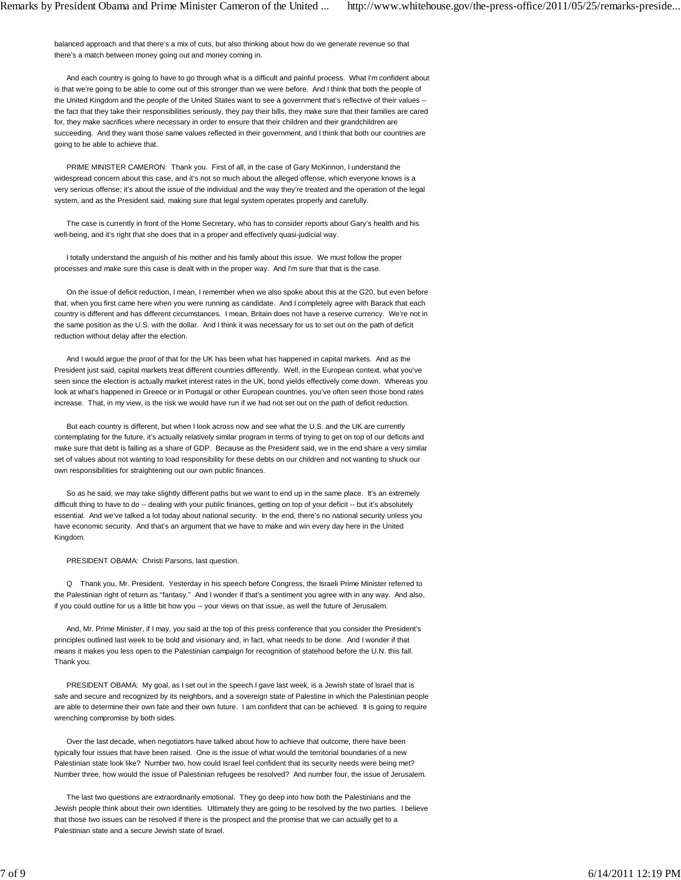balanced approach and that there's a mix of cuts, but also thinking about how do we generate revenue so that there's a match between money going out and money coming in.

And each country is going to have to go through what is a difficult and painful process. What I'm confident about is that we're going to be able to come out of this stronger than we were before. And I think that both the people of the United Kingdom and the people of the United States want to see a government that's reflective of their values -- the fact that they take their responsibilities seriously, they pay their bills, they make sure that their families are cared for, they make sacrifices where necessary in order to ensure that their children and their grandchildren are succeeding. And they want those same values reflected in their government, and I think that both our countries are going to be able to achieve that.

PRIME MINISTER CAMERON: Thank you. First of all, in the case of Gary McKinnon, I understand the widespread concern about this case, and it's not so much about the alleged offense, which everyone knows is a very serious offense; it's about the issue of the individual and the way they're treated and the operation of the legal system, and as the President said, making sure that legal system operates properly and carefully.

The case is currently in front of the Home Secretary, who has to consider reports about Gary's health and his well-being, and it's right that she does that in a proper and effectively quasi-judicial way.

I totally understand the anguish of his mother and his family about this issue. We must follow the proper processes and make sure this case is dealt with in the proper way. And I'm sure that that is the case.

On the issue of deficit reduction, I mean, I remember when we also spoke about this at the G20, but even before that, when you first came here when you were running as candidate. And I completely agree with Barack that each country is different and has different circumstances. I mean, Britain does not have a reserve currency. We're not in the same position as the U.S. with the dollar. And I think it was necessary for us to set out on the path of deficit reduction without delay after the election.

And I would argue the proof of that for the UK has been what has happened in capital markets. And as the President just said, capital markets treat different countries differently. Well, in the European context, what you've seen since the election is actually market interest rates in the UK, bond yields effectively come down. Whereas you look at what's happened in Greece or in Portugal or other European countries, you've often seen those bond rates increase. That, in my view, is the risk we would have run if we had not set out on the path of deficit reduction.

But each country is different, but when I look across now and see what the U.S. and the UK are currently contemplating for the future, it's actually relatively similar program in terms of trying to get on top of our deficits and make sure that debt is falling as a share of GDP. Because as the President said, we in the end share a very similar set of values about not wanting to load responsibility for these debts on our children and not wanting to shuck our own responsibilities for straightening out our own public finances.

So as he said, we may take slightly different paths but we want to end up in the same place. It's an extremely difficult thing to have to do -- dealing with your public finances, getting on top of your deficit -- but it's absolutely essential. And we've talked a lot today about national security. In the end, there's no national security unless you have economic security. And that's an argument that we have to make and win every day here in the United Kingdom.

PRESIDENT OBAMA: Christi Parsons, last question.

Q Thank you, Mr. President. Yesterday in his speech before Congress, the Israeli Prime Minister referred to the Palestinian right of return as "fantasy." And I wonder if that's a sentiment you agree with in any way. And also, if you could outline for us a little bit how you -- your views on that issue, as well the future of Jerusalem.

And, Mr. Prime Minister, if I may, you said at the top of this press conference that you consider the President's principles outlined last week to be bold and visionary and, in fact, what needs to be done. And I wonder if that means it makes you less open to the Palestinian campaign for recognition of statehood before the U.N. this fall. Thank you.

PRESIDENT OBAMA: My goal, as I set out in the speech I gave last week, is a Jewish state of Israel that is safe and secure and recognized by its neighbors, and a sovereign state of Palestine in which the Palestinian people are able to determine their own fate and their own future. I am confident that can be achieved. It is going to require wrenching compromise by both sides.

Over the last decade, when negotiators have talked about how to achieve that outcome, there have been typically four issues that have been raised. One is the issue of what would the territorial boundaries of a new Palestinian state look like? Number two, how could Israel feel confident that its security needs were being met? Number three, how would the issue of Palestinian refugees be resolved? And number four, the issue of Jerusalem.

The last two questions are extraordinarily emotional. They go deep into how both the Palestinians and the Jewish people think about their own identities. Ultimately they are going to be resolved by the two parties. I believe that those two issues can be resolved if there is the prospect and the promise that we can actually get to a Palestinian state and a secure Jewish state of Israel.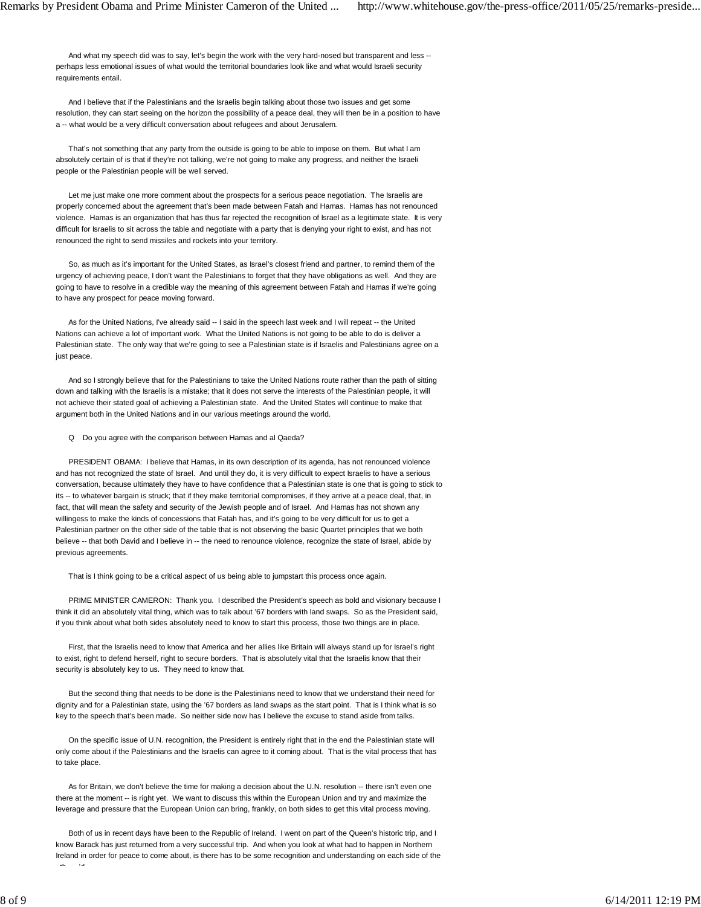And what my speech did was to say, let's begin the work with the very hard-nosed but transparent and less -- perhaps less emotional issues of what would the territorial boundaries look like and what would Israeli security requirements entail.

And I believe that if the Palestinians and the Israelis begin talking about those two issues and get some resolution, they can start seeing on the horizon the possibility of a peace deal, they will then be in a position to have a -- what would be a very difficult conversation about refugees and about Jerusalem.

That's not something that any party from the outside is going to be able to impose on them. But what I am absolutely certain of is that if they're not talking, we're not going to make any progress, and neither the Israeli people or the Palestinian people will be well served.

Let me just make one more comment about the prospects for a serious peace negotiation. The Israelis are properly concerned about the agreement that's been made between Fatah and Hamas. Hamas has not renounced violence. Hamas is an organization that has thus far rejected the recognition of Israel as a legitimate state. It is very difficult for Israelis to sit across the table and negotiate with a party that is denying your right to exist, and has not renounced the right to send missiles and rockets into your territory.

So, as much as it's important for the United States, as Israel's closest friend and partner, to remind them of the urgency of achieving peace, I don't want the Palestinians to forget that they have obligations as well. And they are going to have to resolve in a credible way the meaning of this agreement between Fatah and Hamas if we're going to have any prospect for peace moving forward.

As for the United Nations, I've already said -- I said in the speech last week and I will repeat -- the United Nations can achieve a lot of important work. What the United Nations is not going to be able to do is deliver a Palestinian state. The only way that we're going to see a Palestinian state is if Israelis and Palestinians agree on a just peace.

And so I strongly believe that for the Palestinians to take the United Nations route rather than the path of sitting down and talking with the Israelis is a mistake; that it does not serve the interests of the Palestinian people, it will not achieve their stated goal of achieving a Palestinian state. And the United States will continue to make that argument both in the United Nations and in our various meetings around the world.

Q Do you agree with the comparison between Hamas and al Qaeda?

PRESIDENT OBAMA: I believe that Hamas, in its own description of its agenda, has not renounced violence and has not recognized the state of Israel. And until they do, it is very difficult to expect Israelis to have a serious conversation, because ultimately they have to have confidence that a Palestinian state is one that is going to stick to its -- to whatever bargain is struck; that if they make territorial compromises, if they arrive at a peace deal, that, in fact, that will mean the safety and security of the Jewish people and of Israel. And Hamas has not shown any willingess to make the kinds of concessions that Fatah has, and it's going to be very difficult for us to get a Palestinian partner on the other side of the table that is not observing the basic Quartet principles that we both believe -- that both David and I believe in -- the need to renounce violence, recognize the state of Israel, abide by previous agreements.

That is I think going to be a critical aspect of us being able to jumpstart this process once again.

PRIME MINISTER CAMERON: Thank you. I described the President's speech as bold and visionary because I think it did an absolutely vital thing, which was to talk about '67 borders with land swaps. So as the President said, if you think about what both sides absolutely need to know to start this process, those two things are in place.

First, that the Israelis need to know that America and her allies like Britain will always stand up for Israel's right to exist, right to defend herself, right to secure borders. That is absolutely vital that the Israelis know that their security is absolutely key to us. They need to know that.

But the second thing that needs to be done is the Palestinians need to know that we understand their need for dignity and for a Palestinian state, using the '67 borders as land swaps as the start point. That is I think what is so key to the speech that's been made. So neither side now has I believe the excuse to stand aside from talks.

On the specific issue of U.N. recognition, the President is entirely right that in the end the Palestinian state will only come about if the Palestinians and the Israelis can agree to it coming about. That is the vital process that has to take place.

As for Britain, we don't believe the time for making a decision about the U.N. resolution -- there isn't even one there at the moment -- is right yet. We want to discuss this within the European Union and try and maximize the leverage and pressure that the European Union can bring, frankly, on both sides to get this vital process moving.

Both of us in recent days have been to the Republic of Ireland. I went on part of the Queen's historic trip, and I know Barack has just returned from a very successful trip. And when you look at what had to happen in Northern Ireland in order for peace to come about, is there has to be some recognition and understanding on each side of the other side.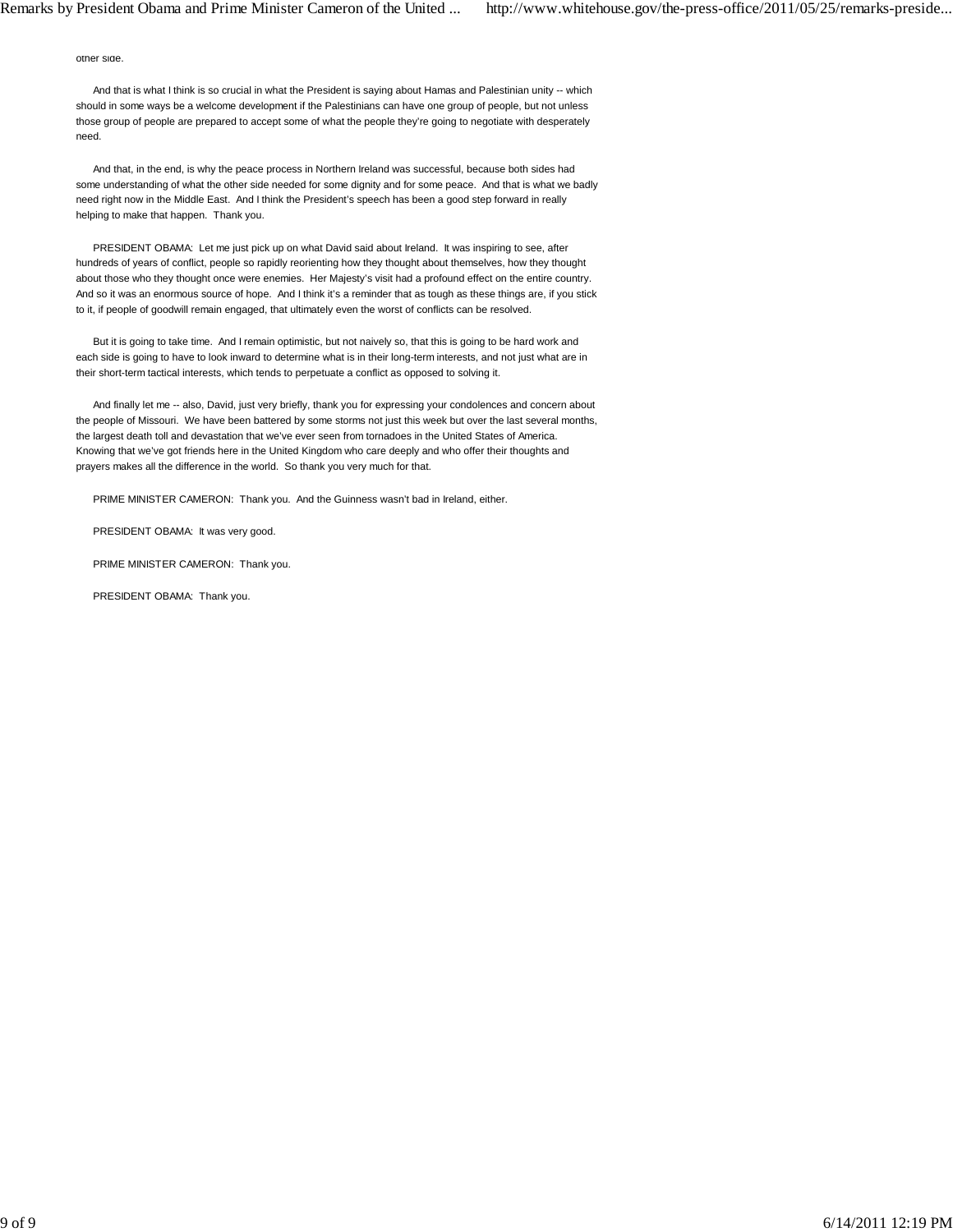other side.

And that is what I think is so crucial in what the President is saying about Hamas and Palestinian unity -- which should in some ways be a welcome development if the Palestinians can have one group of people, but not unless those group of people are prepared to accept some of what the people they're going to negotiate with desperately need.

And that, in the end, is why the peace process in Northern Ireland was successful, because both sides had some understanding of what the other side needed for some dignity and for some peace. And that is what we badly need right now in the Middle East. And I think the President's speech has been a good step forward in really helping to make that happen. Thank you.

PRESIDENT OBAMA: Let me just pick up on what David said about Ireland. It was inspiring to see, after hundreds of years of conflict, people so rapidly reorienting how they thought about themselves, how they thought about those who they thought once were enemies. Her Majesty's visit had a profound effect on the entire country. And so it was an enormous source of hope. And I think it's a reminder that as tough as these things are, if you stick to it, if people of goodwill remain engaged, that ultimately even the worst of conflicts can be resolved.

But it is going to take time. And I remain optimistic, but not naively so, that this is going to be hard work and each side is going to have to look inward to determine what is in their long-term interests, and not just what are in their short-term tactical interests, which tends to perpetuate a conflict as opposed to solving it.

And finally let me -- also, David, just very briefly, thank you for expressing your condolences and concern about the people of Missouri. We have been battered by some storms not just this week but over the last several months, the largest death toll and devastation that we've ever seen from tornadoes in the United States of America. Knowing that we've got friends here in the United Kingdom who care deeply and who offer their thoughts and prayers makes all the difference in the world. So thank you very much for that.

PRIME MINISTER CAMERON: Thank you. And the Guinness wasn't bad in Ireland, either.

PRESIDENT OBAMA: It was very good.

PRIME MINISTER CAMERON: Thank you.

PRESIDENT OBAMA: Thank you.